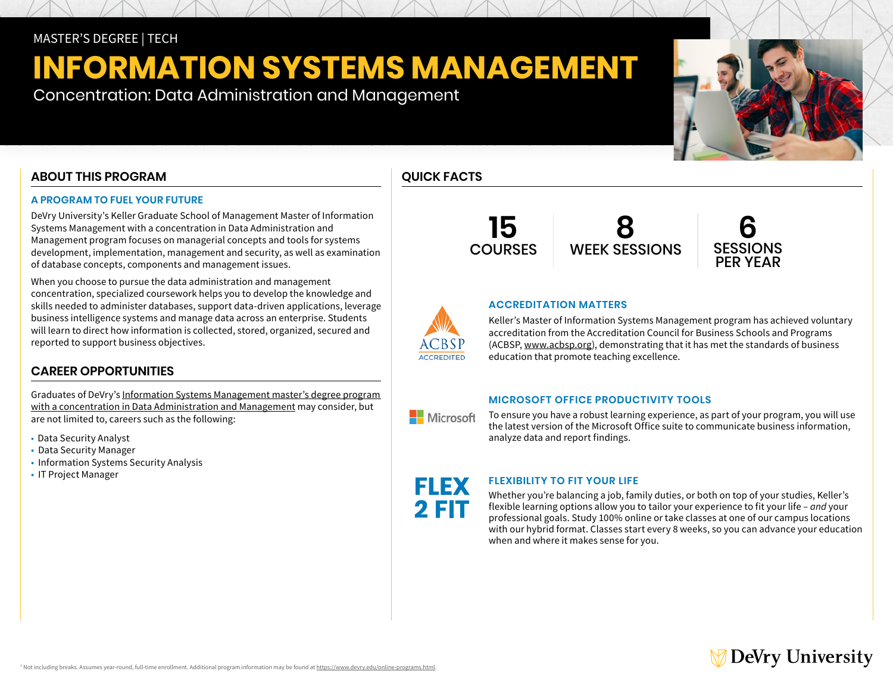MASTER'S DEGREE | TECH

# INFORMATION SYSTEMS MANAGEMENT

Concentration: Data Administration and Management

## ABOUT THIS PROGRAM

### A PROGRAM TO FUEL YOUR FUTURE

DeVry University's Keller Graduate School of Management Master of Information Systems Management with a concentration in Data Administration and Management program focuses on managerial concepts and tools for systems development, implementation, management and security, as well as examination of database concepts, components and management issues.

When you choose to pursue the data administration and management concentration, specialized coursework helps you to develop the knowledge and skills needed to administer databases, support data-driven applications, leverage business intelligence systems and manage data across an enterprise. Students will learn to direct how information is collected, stored, organized, secured and reported to support business objectives.

## CAREER OPPORTUNITIES

Graduates of DeVry's Information Systems Management master's degree program with a concentration in Data Administration and Management may consider, but are not limited to, careers such as the following:

- Data Security Analyst
- Data Security Manager
- Information Systems Security Analysis
- IT Project Manager

## QUICK FACTS

| 15 | 8 | 6 |
|---|---|---|
| COURSES | WEEK SESSIONS | SESSIONS PER YEAR |

### ACCREDITATION MATTERS

Keller's Master of Information Systems Management program has achieved voluntary accreditation from the Accreditation Council for Business Schools and Programs (ACBSP, www.acbsp.org), demonstrating that it has met the standards of business education that promote teaching excellence.

### MICROSOFT OFFICE PRODUCTIVITY TOOLS

To ensure you have a robust learning experience, as part of your program, you will use the latest version of the Microsoft Office suite to communicate business information, analyze data and report findings.

### FLEXIBILITY TO FIT YOUR LIFE

FLEX 2 FIT

Whether you're balancing a job, family duties, or both on top of your studies, Keller's flexible learning options allow you to tailor your experience to fit your life – *and* your professional goals. Study 100% online or take classes at one of our campus locations with our hybrid format. Classes start every 8 weeks, so you can advance your education when and where it makes sense for you.

[1] Not including breaks. Assumes year-round, full-time enrollment. Additional program information may be found at https://www.devry.edu/online-programs.html.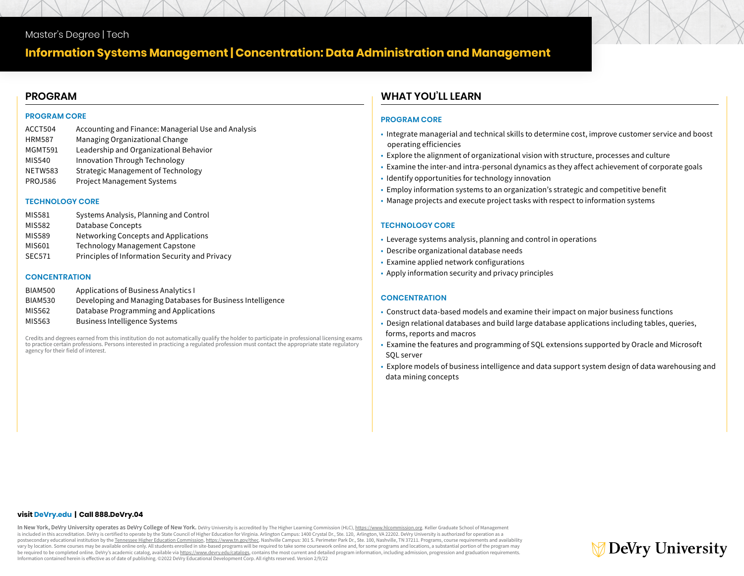Master's Degree | Tech

# Information Systems Management | Concentration: Data Administration and Management

## PROGRAM

### PROGRAM CORE

| | |
|---|---|
| ACCT504 | Accounting and Finance: Managerial Use and Analysis |
| HRM587 | Managing Organizational Change |
| MGMT591 | Leadership and Organizational Behavior |
| MIS540 | Innovation Through Technology |
| NETW583 | Strategic Management of Technology |
| PROJ586 | Project Management Systems |

### TECHNOLOGY CORE

| | |
|---|---|
| MIS581 | Systems Analysis, Planning and Control |
| MIS582 | Database Concepts |
| MIS589 | Networking Concepts and Applications |
| MIS601 | Technology Management Capstone |
| SEC571 | Principles of Information Security and Privacy |

### CONCENTRATION

| | |
|---|---|
| BIAM500 | Applications of Business Analytics I |
| BIAM530 | Developing and Managing Databases for Business Intelligence |
| MIS562 | Database Programming and Applications |
| MIS563 | Business Intelligence Systems |

Credits and degrees earned from this institution do not automatically qualify the holder to participate in professional licensing exams to practice certain professions. Persons interested in practicing a regulated profession must contact the appropriate state regulatory agency for their field of interest.

## WHAT YOU'LL LEARN

### PROGRAM CORE

- Integrate managerial and technical skills to determine cost, improve customer service and boost operating efficiencies
- Explore the alignment of organizational vision with structure, processes and culture
- Examine the inter-and intra-personal dynamics as they affect achievement of corporate goals
- Identify opportunities for technology innovation
- Employ information systems to an organization's strategic and competitive benefit
- Manage projects and execute project tasks with respect to information systems

### TECHNOLOGY CORE

- Leverage systems analysis, planning and control in operations
- Describe organizational database needs
- Examine applied network configurations
- Apply information security and privacy principles

### CONCENTRATION

- Construct data-based models and examine their impact on major business functions
- Design relational databases and build large database applications including tables, queries, forms, reports and macros
- Examine the features and programming of SQL extensions supported by Oracle and Microsoft SQL server
- Explore models of business intelligence and data support system design of data warehousing and data mining concepts

**visit DeVry.edu | Call 888.DeVry.04**

**In New York, DeVry University operates as DeVry College of New York.** DeVry University is accredited by The Higher Learning Commission (HLC), https://www.hlcommission.org. Keller Graduate School of Management is included in this accreditation. DeVry is certified to operate by the State Council of Higher Education for Virginia. Arlington Campus: 1400 Crystal Dr., Ste. 120, Arlington, VA 22202. DeVry University is authorized for operation as a postsecondary educational institution by the Tennessee Higher Education Commission, https://www.tn.gov/thec. Nashville Campus: 301 S. Perimeter Park Dr., Ste. 100, Nashville, TN 37211. Programs, course requirements and availability vary by location. Some courses may be available online only. All students enrolled in site-based programs will be required to take some coursework online and, for some programs and locations, a substantial portion of the program may be required to be completed online. DeVry's academic catalog, available via https://www.devry.edu/catalogs, contains the most current and detailed program information, including admission, progression and graduation requirements. Information contained herein is effective as of date of publishing. ©2022 DeVry Educational Development Corp. All rights reserved. Version 2/9/22

DeVry University